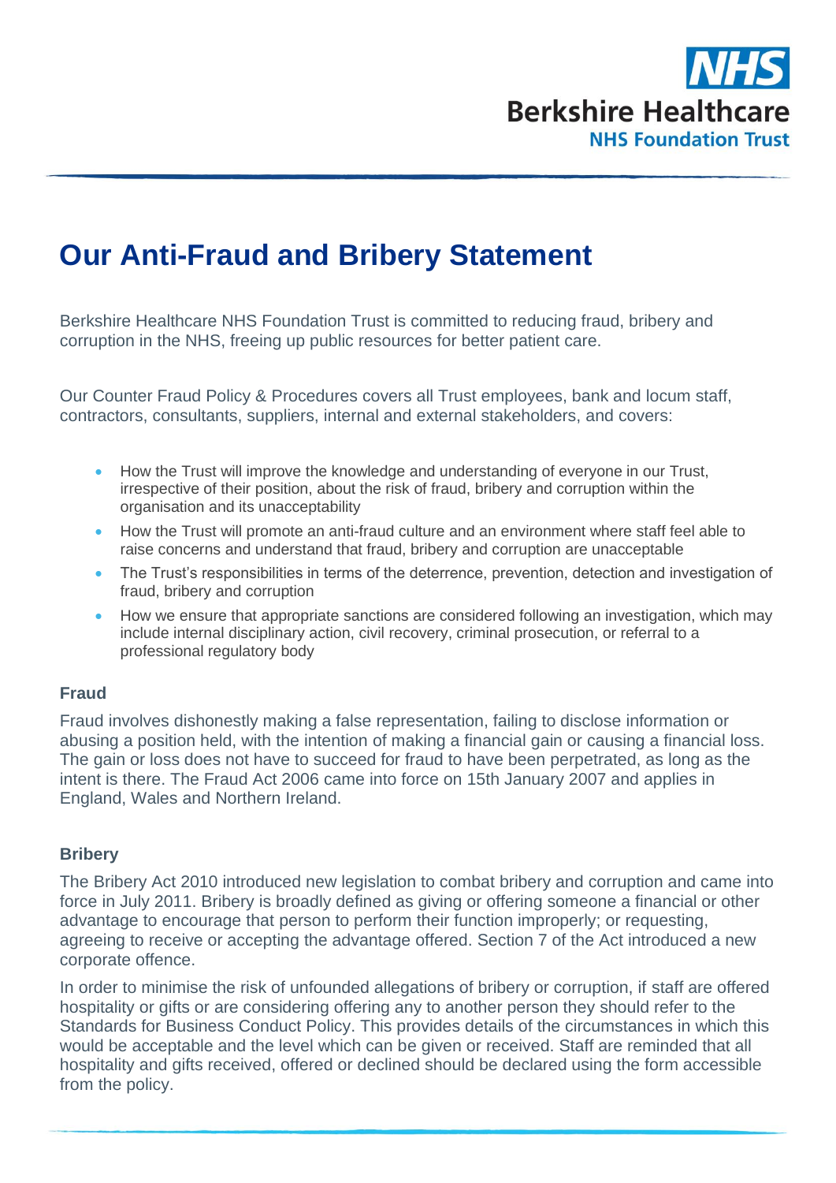NHS

Berkshire Healthcare

NHS Foundation Trust

# Our Anti-Fraud and Bribery Statement

Berkshire Healthcare NHS Foundation Trust is committed to reducing fraud, bribery and corruption in the NHS, freeing up public resources for better patient care.

Our Counter Fraud Policy & Procedures covers all Trust employees, bank and locum staff, contractors, consultants, suppliers, internal and external stakeholders, and covers:

- How the Trust will improve the knowledge and understanding of everyone in our Trust, irrespective of their position, about the risk of fraud, bribery and corruption within the organisation and its unacceptability
- How the Trust will promote an anti-fraud culture and an environment where staff feel able to raise concerns and understand that fraud, bribery and corruption are unacceptable
- The Trust's responsibilities in terms of the deterrence, prevention, detection and investigation of fraud, bribery and corruption
- How we ensure that appropriate sanctions are considered following an investigation, which may include internal disciplinary action, civil recovery, criminal prosecution, or referral to a professional regulatory body

### Fraud

Fraud involves dishonestly making a false representation, failing to disclose information or abusing a position held, with the intention of making a financial gain or causing a financial loss. The gain or loss does not have to succeed for fraud to have been perpetrated, as long as the intent is there. The Fraud Act 2006 came into force on 15th January 2007 and applies in England, Wales and Northern Ireland.

### Bribery

The Bribery Act 2010 introduced new legislation to combat bribery and corruption and came into force in July 2011. Bribery is broadly defined as giving or offering someone a financial or other advantage to encourage that person to perform their function improperly; or requesting, agreeing to receive or accepting the advantage offered. Section 7 of the Act introduced a new corporate offence.

In order to minimise the risk of unfounded allegations of bribery or corruption, if staff are offered hospitality or gifts or are considering offering any to another person they should refer to the Standards for Business Conduct Policy. This provides details of the circumstances in which this would be acceptable and the level which can be given or received. Staff are reminded that all hospitality and gifts received, offered or declined should be declared using the form accessible from the policy.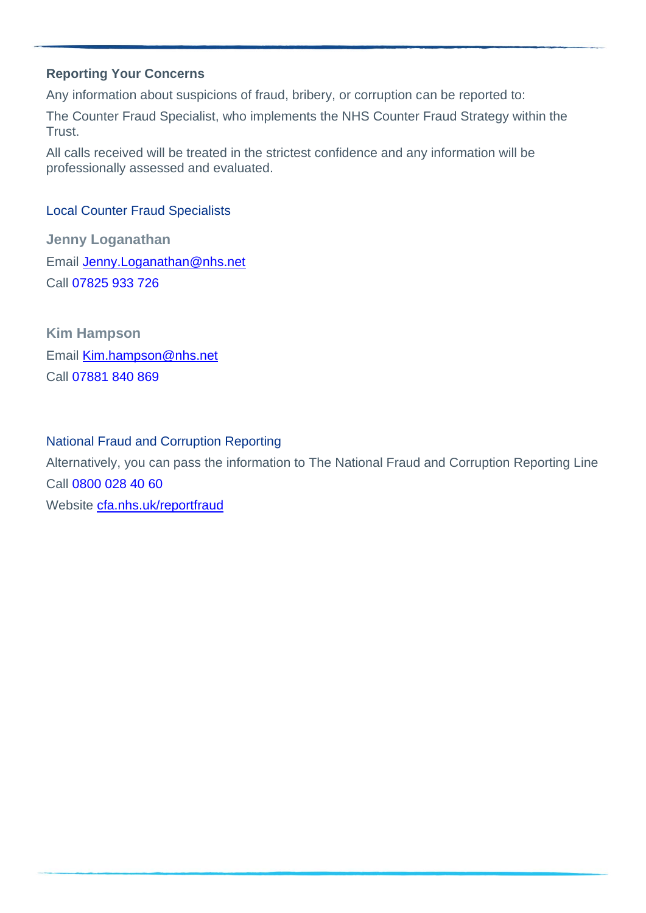## Reporting Your Concerns

Any information about suspicions of fraud, bribery, or corruption can be reported to:

The Counter Fraud Specialist, who implements the NHS Counter Fraud Strategy within the Trust.

All calls received will be treated in the strictest confidence and any information will be professionally assessed and evaluated.

### Local Counter Fraud Specialists

**Jenny Loganathan**

Email Jenny.Loganathan@nhs.net

Call 07825 933 726

**Kim Hampson**

Email Kim.hampson@nhs.net

Call 07881 840 869

### National Fraud and Corruption Reporting

Alternatively, you can pass the information to The National Fraud and Corruption Reporting Line

Call 0800 028 40 60

Website cfa.nhs.uk/reportfraud